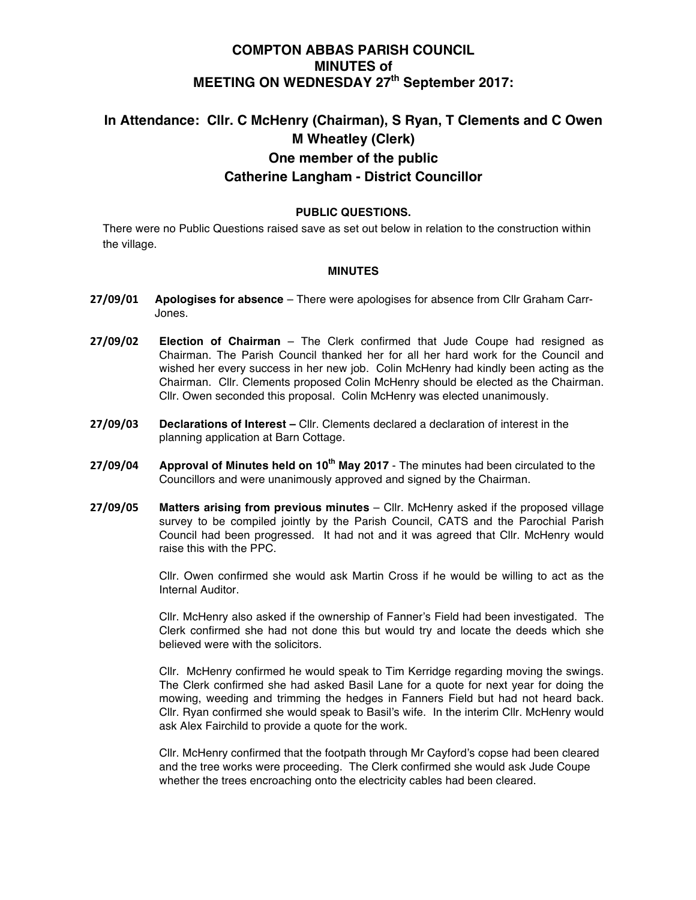# COMPTON ABBAS PARISH COUNCIL
# MINUTES of
# MEETING ON WEDNESDAY 27th September 2017:

## In Attendance: Cllr. C McHenry (Chairman), S Ryan, T Clements and C Owen
## M Wheatley (Clerk)
## One member of the public
## Catherine Langham - District Councillor

### PUBLIC QUESTIONS.

There were no Public Questions raised save as set out below in relation to the construction within the village.

### MINUTES

**27/09/01** **Apologises for absence** – There were apologises for absence from Cllr Graham Carr-Jones.

**27/09/02** **Election of Chairman** – The Clerk confirmed that Jude Coupe had resigned as Chairman. The Parish Council thanked her for all her hard work for the Council and wished her every success in her new job. Colin McHenry had kindly been acting as the Chairman. Cllr. Clements proposed Colin McHenry should be elected as the Chairman. Cllr. Owen seconded this proposal. Colin McHenry was elected unanimously.

**27/09/03** **Declarations of Interest –** Cllr. Clements declared a declaration of interest in the planning application at Barn Cottage.

**27/09/04** **Approval of Minutes held on 10th May 2017** - The minutes had been circulated to the Councillors and were unanimously approved and signed by the Chairman.

**27/09/05** **Matters arising from previous minutes** – Cllr. McHenry asked if the proposed village survey to be compiled jointly by the Parish Council, CATS and the Parochial Parish Council had been progressed. It had not and it was agreed that Cllr. McHenry would raise this with the PPC.

Cllr. Owen confirmed she would ask Martin Cross if he would be willing to act as the Internal Auditor.

Cllr. McHenry also asked if the ownership of Fanner's Field had been investigated. The Clerk confirmed she had not done this but would try and locate the deeds which she believed were with the solicitors.

Cllr. McHenry confirmed he would speak to Tim Kerridge regarding moving the swings. The Clerk confirmed she had asked Basil Lane for a quote for next year for doing the mowing, weeding and trimming the hedges in Fanners Field but had not heard back. Cllr. Ryan confirmed she would speak to Basil's wife. In the interim Cllr. McHenry would ask Alex Fairchild to provide a quote for the work.

Cllr. McHenry confirmed that the footpath through Mr Cayford's copse had been cleared and the tree works were proceeding. The Clerk confirmed she would ask Jude Coupe whether the trees encroaching onto the electricity cables had been cleared.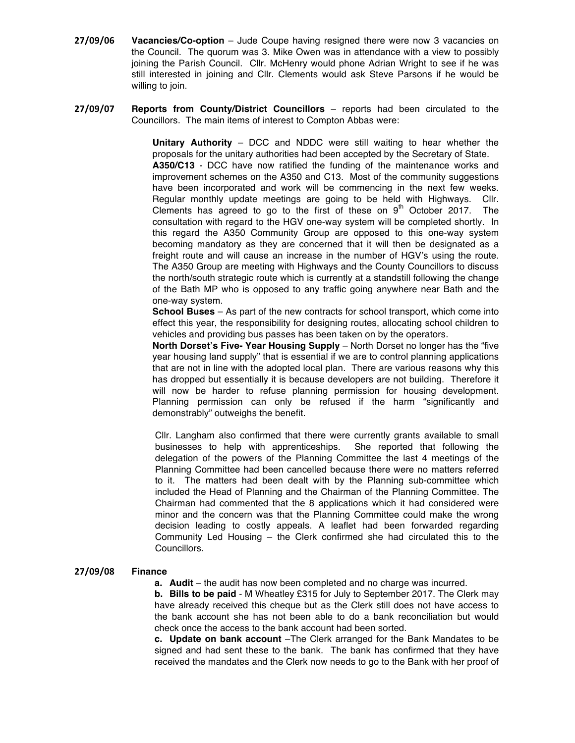**27/09/06** **Vacancies/Co-option** – Jude Coupe having resigned there were now 3 vacancies on the Council. The quorum was 3. Mike Owen was in attendance with a view to possibly joining the Parish Council. Cllr. McHenry would phone Adrian Wright to see if he was still interested in joining and Cllr. Clements would ask Steve Parsons if he would be willing to join.

**27/09/07** **Reports from County/District Councillors** – reports had been circulated to the Councillors. The main items of interest to Compton Abbas were:

**Unitary Authority** – DCC and NDDC were still waiting to hear whether the proposals for the unitary authorities had been accepted by the Secretary of State.
**A350/C13** - DCC have now ratified the funding of the maintenance works and improvement schemes on the A350 and C13. Most of the community suggestions have been incorporated and work will be commencing in the next few weeks. Regular monthly update meetings are going to be held with Highways. Cllr. Clements has agreed to go to the first of these on 9th October 2017. The consultation with regard to the HGV one-way system will be completed shortly. In this regard the A350 Community Group are opposed to this one-way system becoming mandatory as they are concerned that it will then be designated as a freight route and will cause an increase in the number of HGV's using the route. The A350 Group are meeting with Highways and the County Councillors to discuss the north/south strategic route which is currently at a standstill following the change of the Bath MP who is opposed to any traffic going anywhere near Bath and the one-way system.
**School Buses** – As part of the new contracts for school transport, which come into effect this year, the responsibility for designing routes, allocating school children to vehicles and providing bus passes has been taken on by the operators.
**North Dorset's Five- Year Housing Supply** – North Dorset no longer has the "five year housing land supply" that is essential if we are to control planning applications that are not in line with the adopted local plan. There are various reasons why this has dropped but essentially it is because developers are not building. Therefore it will now be harder to refuse planning permission for housing development. Planning permission can only be refused if the harm "significantly and demonstrably" outweighs the benefit.

Cllr. Langham also confirmed that there were currently grants available to small businesses to help with apprenticeships. She reported that following the delegation of the powers of the Planning Committee the last 4 meetings of the Planning Committee had been cancelled because there were no matters referred to it. The matters had been dealt with by the Planning sub-committee which included the Head of Planning and the Chairman of the Planning Committee. The Chairman had commented that the 8 applications which it had considered were minor and the concern was that the Planning Committee could make the wrong decision leading to costly appeals. A leaflet had been forwarded regarding Community Led Housing – the Clerk confirmed she had circulated this to the Councillors.

**27/09/08** **Finance**

**a. Audit** – the audit has now been completed and no charge was incurred.
**b. Bills to be paid** - M Wheatley £315 for July to September 2017. The Clerk may have already received this cheque but as the Clerk still does not have access to the bank account she has not been able to do a bank reconciliation but would check once the access to the bank account had been sorted.
**c. Update on bank account** –The Clerk arranged for the Bank Mandates to be signed and had sent these to the bank. The bank has confirmed that they have received the mandates and the Clerk now needs to go to the Bank with her proof of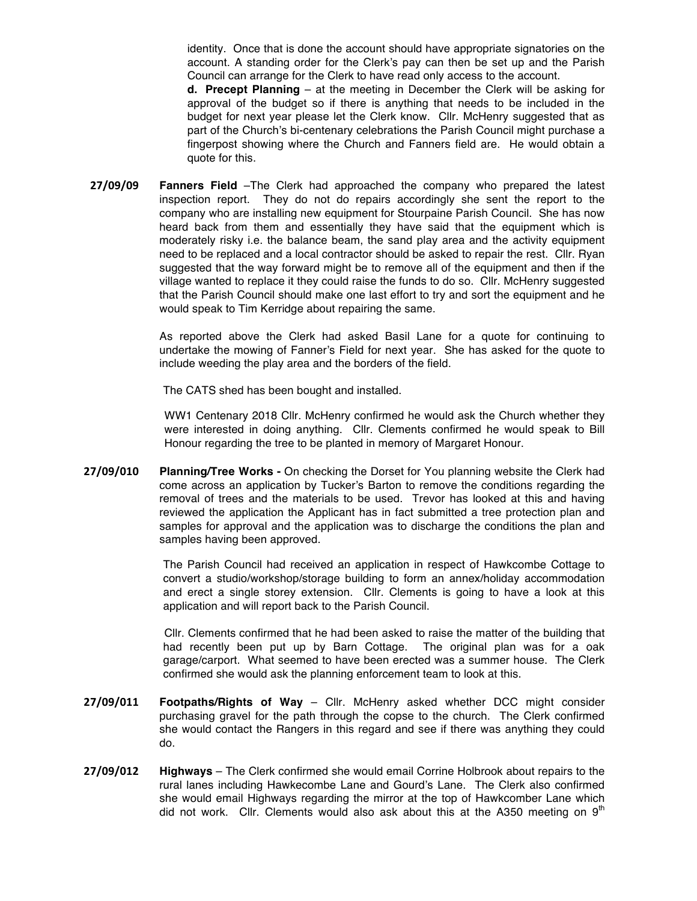identity. Once that is done the account should have appropriate signatories on the account. A standing order for the Clerk's pay can then be set up and the Parish Council can arrange for the Clerk to have read only access to the account.

**d. Precept Planning** – at the meeting in December the Clerk will be asking for approval of the budget so if there is anything that needs to be included in the budget for next year please let the Clerk know. Cllr. McHenry suggested that as part of the Church's bi-centenary celebrations the Parish Council might purchase a fingerpost showing where the Church and Fanners field are. He would obtain a quote for this.

**27/09/09** **Fanners Field** –The Clerk had approached the company who prepared the latest inspection report. They do not do repairs accordingly she sent the report to the company who are installing new equipment for Stourpaine Parish Council. She has now heard back from them and essentially they have said that the equipment which is moderately risky i.e. the balance beam, the sand play area and the activity equipment need to be replaced and a local contractor should be asked to repair the rest. Cllr. Ryan suggested that the way forward might be to remove all of the equipment and then if the village wanted to replace it they could raise the funds to do so. Cllr. McHenry suggested that the Parish Council should make one last effort to try and sort the equipment and he would speak to Tim Kerridge about repairing the same.

As reported above the Clerk had asked Basil Lane for a quote for continuing to undertake the mowing of Fanner's Field for next year. She has asked for the quote to include weeding the play area and the borders of the field.

The CATS shed has been bought and installed.

WW1 Centenary 2018 Cllr. McHenry confirmed he would ask the Church whether they were interested in doing anything. Cllr. Clements confirmed he would speak to Bill Honour regarding the tree to be planted in memory of Margaret Honour.

**27/09/010** **Planning/Tree Works -** On checking the Dorset for You planning website the Clerk had come across an application by Tucker's Barton to remove the conditions regarding the removal of trees and the materials to be used. Trevor has looked at this and having reviewed the application the Applicant has in fact submitted a tree protection plan and samples for approval and the application was to discharge the conditions the plan and samples having been approved.

The Parish Council had received an application in respect of Hawkcombe Cottage to convert a studio/workshop/storage building to form an annex/holiday accommodation and erect a single storey extension. Cllr. Clements is going to have a look at this application and will report back to the Parish Council.

Cllr. Clements confirmed that he had been asked to raise the matter of the building that had recently been put up by Barn Cottage. The original plan was for a oak garage/carport. What seemed to have been erected was a summer house. The Clerk confirmed she would ask the planning enforcement team to look at this.

**27/09/011** **Footpaths/Rights of Way** – Cllr. McHenry asked whether DCC might consider purchasing gravel for the path through the copse to the church. The Clerk confirmed she would contact the Rangers in this regard and see if there was anything they could do.

**27/09/012** **Highways** – The Clerk confirmed she would email Corrine Holbrook about repairs to the rural lanes including Hawkecombe Lane and Gourd's Lane. The Clerk also confirmed she would email Highways regarding the mirror at the top of Hawkcomber Lane which did not work. Cllr. Clements would also ask about this at the A350 meeting on 9th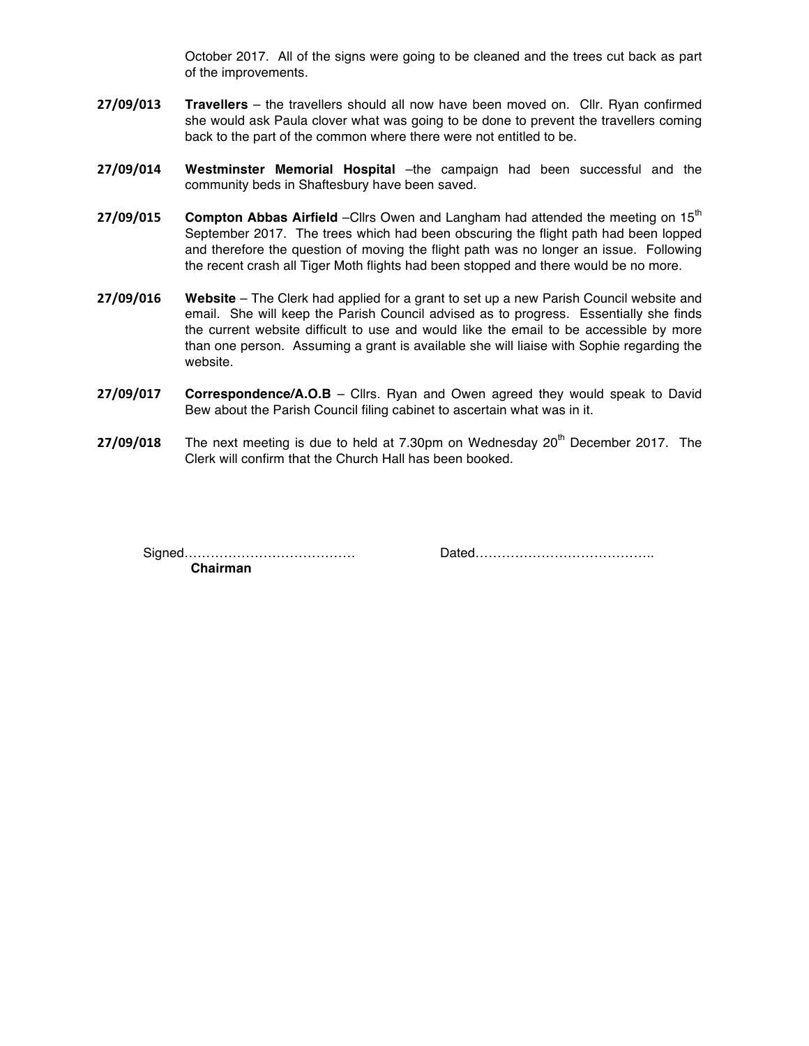October 2017. All of the signs were going to be cleaned and the trees cut back as part of the improvements.

**27/09/013** **Travellers** – the travellers should all now have been moved on. Cllr. Ryan confirmed she would ask Paula clover what was going to be done to prevent the travellers coming back to the part of the common where there were not entitled to be.

**27/09/014** **Westminster Memorial Hospital** –the campaign had been successful and the community beds in Shaftesbury have been saved.

**27/09/015** **Compton Abbas Airfield** –Cllrs Owen and Langham had attended the meeting on 15th September 2017. The trees which had been obscuring the flight path had been lopped and therefore the question of moving the flight path was no longer an issue. Following the recent crash all Tiger Moth flights had been stopped and there would be no more.

**27/09/016** **Website** – The Clerk had applied for a grant to set up a new Parish Council website and email. She will keep the Parish Council advised as to progress. Essentially she finds the current website difficult to use and would like the email to be accessible by more than one person. Assuming a grant is available she will liaise with Sophie regarding the website.

**27/09/017** **Correspondence/A.O.B** – Cllrs. Ryan and Owen agreed they would speak to David Bew about the Parish Council filing cabinet to ascertain what was in it.

**27/09/018** The next meeting is due to held at 7.30pm on Wednesday 20th December 2017. The Clerk will confirm that the Church Hall has been booked.

Signed………………………………… Dated…………………………………..
**Chairman**